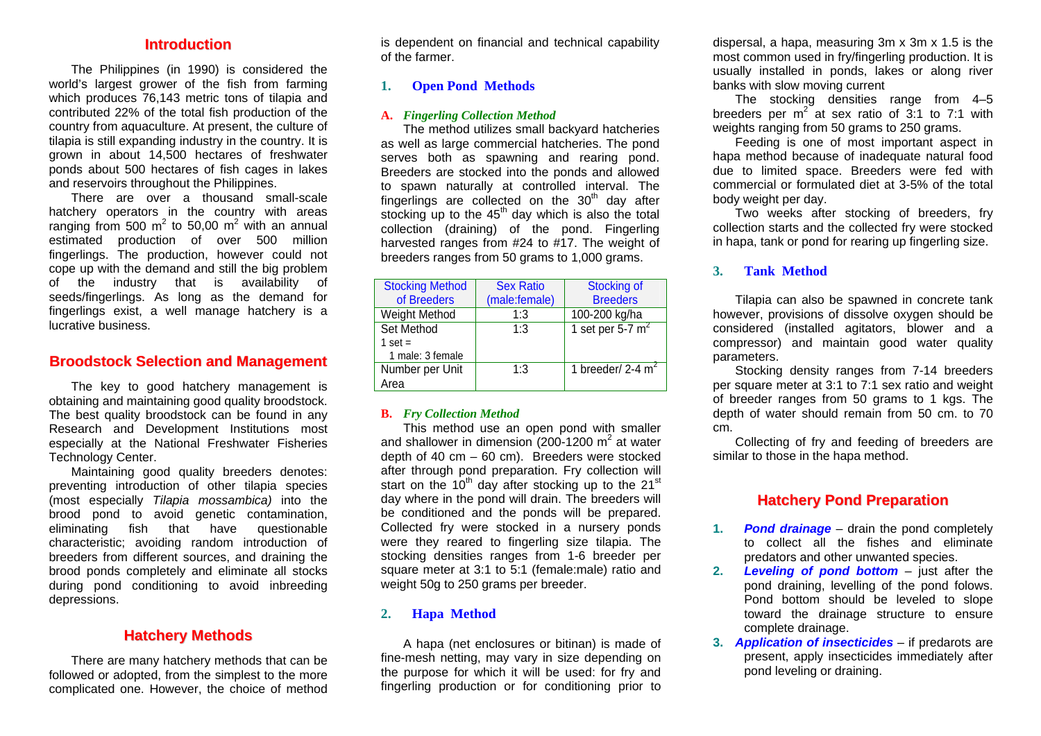## Introduction

The Philippines (in 1990) is considered the world's largest grower of the fish from farming which produces 76,143 metric tons of tilapia and contributed 22% of the total fish production of the country from aquaculture. At present, the culture of tilapia is still expanding industry in the country. It is grown in about 14,500 hectares of freshwater ponds about 500 hectares of fish cages in lakes and reservoirs throughout the Philippines.

There are over a thousand small-scale hatchery operators in the country with areas ranging from 500 $m^2$ to 50,00 $m^2$ with an annual estimated production of over 500 million fingerlings. The production, however could not cope up with the demand and still the big problem of the industry that is availability of seeds/fingerlings. As long as the demand for fingerlings exist, a well manage hatchery is a lucrative business.

## Broodstock Selection and Management

The key to good hatchery management is obtaining and maintaining good quality broodstock. The best quality broodstock can be found in any Research and Development Institutions most especially at the National Freshwater Fisheries Technology Center.

Maintaining good quality breeders denotes: preventing introduction of other tilapia species (most especially *Tilapia mossambica)* into the brood pond to avoid genetic contamination, eliminating fish that have questionable characteristic; avoiding random introduction of breeders from different sources, and draining the brood ponds completely and eliminate all stocks during pond conditioning to avoid inbreeding depressions.

## Hatchery Methods

There are many hatchery methods that can be followed or adopted, from the simplest to the more complicated one. However, the choice of method is dependent on financial and technical capability of the farmer.

### 1. Open Pond Methods

#### A. *Fingerling Collection Method*

The method utilizes small backyard hatcheries as well as large commercial hatcheries. The pond serves both as spawning and rearing pond. Breeders are stocked into the ponds and allowed to spawn naturally at controlled interval. The fingerlings are collected on the $30^{th}$ day after stocking up to the $45^{th}$ day which is also the total collection (draining) of the pond. Fingerling harvested ranges from #24 to #17. The weight of breeders ranges from 50 grams to 1,000 grams.

| Stocking Method of Breeders | Sex Ratio (male:female) | Stocking of Breeders |
|---|---|---|
| Weight Method | 1:3 | 100-200 kg/ha |
| Set Method<br>1 set =<br>1 male: 3 female | 1:3 | 1 set per 5-7 $m^2$ |
| Number per Unit Area | 1:3 | 1 breeder/ 2-4 $m^2$ |

#### B. *Fry Collection Method*

This method use an open pond with smaller and shallower in dimension (200-1200 $m^2$ at water depth of 40 cm – 60 cm). Breeders were stocked after through pond preparation. Fry collection will start on the $10^{th}$ day after stocking up to the $21^{st}$ day where in the pond will drain. The breeders will be conditioned and the ponds will be prepared. Collected fry were stocked in a nursery ponds were they reared to fingerling size tilapia. The stocking densities ranges from 1-6 breeder per square meter at 3:1 to 5:1 (female:male) ratio and weight 50g to 250 grams per breeder.

### 2. Hapa Method

A hapa (net enclosures or bitinan) is made of fine-mesh netting, may vary in size depending on the purpose for which it will be used: for fry and fingerling production or for conditioning prior to dispersal, a hapa, measuring 3m x 3m x 1.5 is the most common used in fry/fingerling production. It is usually installed in ponds, lakes or along river banks with slow moving current

The stocking densities range from 4–5 breeders per $m^2$ at sex ratio of 3:1 to 7:1 with weights ranging from 50 grams to 250 grams.

Feeding is one of most important aspect in hapa method because of inadequate natural food due to limited space. Breeders were fed with commercial or formulated diet at 3-5% of the total body weight per day.

Two weeks after stocking of breeders, fry collection starts and the collected fry were stocked in hapa, tank or pond for rearing up fingerling size.

### 3. Tank Method

Tilapia can also be spawned in concrete tank however, provisions of dissolve oxygen should be considered (installed agitators, blower and a compressor) and maintain good water quality parameters.

Stocking density ranges from 7-14 breeders per square meter at 3:1 to 7:1 sex ratio and weight of breeder ranges from 50 grams to 1 kgs. The depth of water should remain from 50 cm. to 70 cm.

Collecting of fry and feeding of breeders are similar to those in the hapa method.

## Hatchery Pond Preparation

1. ***Pond drainage*** – drain the pond completely to collect all the fishes and eliminate predators and other unwanted species.
2. ***Leveling of pond bottom*** – just after the pond draining, levelling of the pond folows. Pond bottom should be leveled to slope toward the drainage structure to ensure complete drainage.
3. ***Application of insecticides*** – if predarots are present, apply insecticides immediately after pond leveling or draining.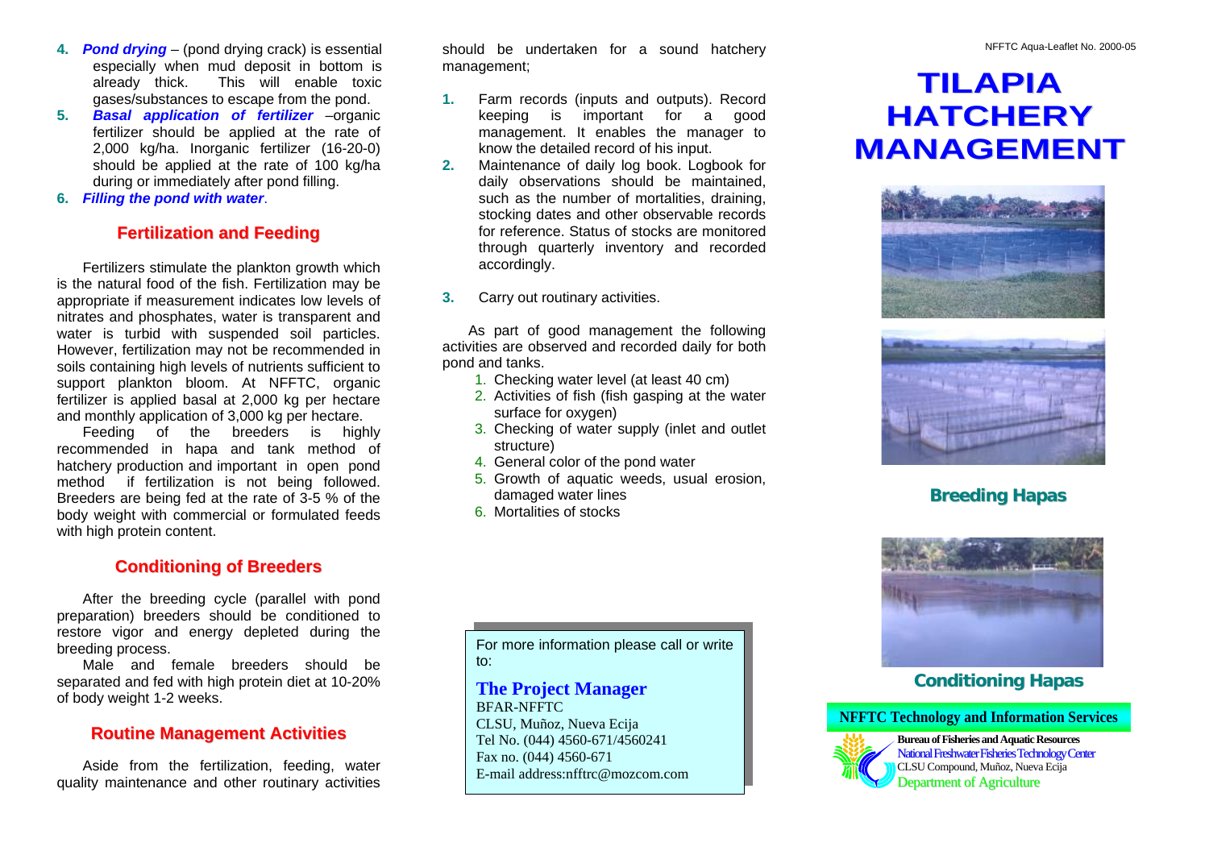4. ***Pond drying*** – (pond drying crack) is essential especially when mud deposit in bottom is already thick. This will enable toxic gases/substances to escape from the pond.
5. ***Basal application of fertilizer*** –organic fertilizer should be applied at the rate of 2,000 kg/ha. Inorganic fertilizer (16-20-0) should be applied at the rate of 100 kg/ha during or immediately after pond filling.
6. ***Filling the pond with water***.

## Fertilization and Feeding

Fertilizers stimulate the plankton growth which is the natural food of the fish. Fertilization may be appropriate if measurement indicates low levels of nitrates and phosphates, water is transparent and water is turbid with suspended soil particles. However, fertilization may not be recommended in soils containing high levels of nutrients sufficient to support plankton bloom. At NFFTC, organic fertilizer is applied basal at 2,000 kg per hectare and monthly application of 3,000 kg per hectare.

Feeding of the breeders is highly recommended in hapa and tank method of hatchery production and important in open pond method if fertilization is not being followed. Breeders are being fed at the rate of 3-5 % of the body weight with commercial or formulated feeds with high protein content.

## Conditioning of Breeders

After the breeding cycle (parallel with pond preparation) breeders should be conditioned to restore vigor and energy depleted during the breeding process.

Male and female breeders should be separated and fed with high protein diet at 10-20% of body weight 1-2 weeks.

## Routine Management Activities

Aside from the fertilization, feeding, water quality maintenance and other routinary activities should be undertaken for a sound hatchery management;

1. Farm records (inputs and outputs). Record keeping is important for a good management. It enables the manager to know the detailed record of his input.
2. Maintenance of daily log book. Logbook for daily observations should be maintained, such as the number of mortalities, draining, stocking dates and other observable records for reference. Status of stocks are monitored through quarterly inventory and recorded accordingly.
3. Carry out routinary activities.

As part of good management the following activities are observed and recorded daily for both pond and tanks.

1. Checking water level (at least 40 cm)
2. Activities of fish (fish gasping at the water surface for oxygen)
3. Checking of water supply (inlet and outlet structure)
4. General color of the pond water
5. Growth of aquatic weeds, usual erosion, damaged water lines
6. Mortalities of stocks

For more information please call or write to:

**The Project Manager**
BFAR-NFFTC
CLSU, Muñoz, Nueva Ecija
Tel No. (044) 4560-671/4560241
Fax no. (044) 4560-671
E-mail address:nfftrc@mozcom.com

NFFTC Aqua-Leaflet No. 2000-05

# TILAPIA HATCHERY MANAGEMENT

Breeding Hapas

Conditioning Hapas

**NFFTC Technology and Information Services**

**Bureau of Fisheries and Aquatic Resources**
National Freshwater Fisheries Technology Center
CLSU Compound, Muñoz, Nueva Ecija
Department of Agriculture